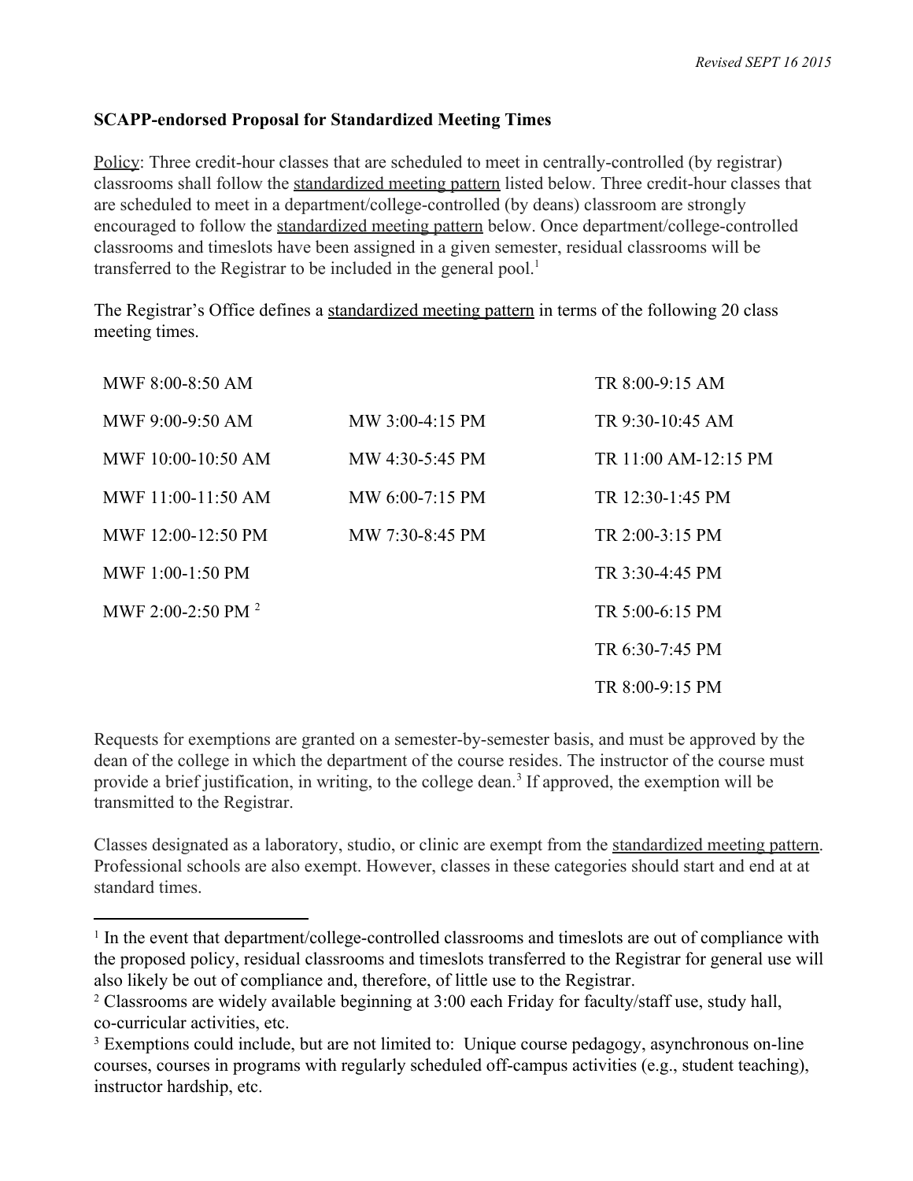*Revised SEPT 16 2015*

**SCAPP-endorsed Proposal for Standardized Meeting Times**

Policy: Three credit-hour classes that are scheduled to meet in centrally-controlled (by registrar) classrooms shall follow the standardized meeting pattern listed below. Three credit-hour classes that are scheduled to meet in a department/college-controlled (by deans) classroom are strongly encouraged to follow the standardized meeting pattern below. Once department/college-controlled classrooms and timeslots have been assigned in a given semester, residual classrooms will be transferred to the Registrar to be included in the general pool.[1]

The Registrar's Office defines a standardized meeting pattern in terms of the following 20 class meeting times.

| | | |
|---|---|---|
| MWF 8:00-8:50 AM | | TR 8:00-9:15 AM |
| MWF 9:00-9:50 AM | MW 3:00-4:15 PM | TR 9:30-10:45 AM |
| MWF 10:00-10:50 AM | MW 4:30-5:45 PM | TR 11:00 AM-12:15 PM |
| MWF 11:00-11:50 AM | MW 6:00-7:15 PM | TR 12:30-1:45 PM |
| MWF 12:00-12:50 PM | MW 7:30-8:45 PM | TR 2:00-3:15 PM |
| MWF 1:00-1:50 PM | | TR 3:30-4:45 PM |
| MWF 2:00-2:50 PM [2] | | TR 5:00-6:15 PM |
| | | TR 6:30-7:45 PM |
| | | TR 8:00-9:15 PM |

Requests for exemptions are granted on a semester-by-semester basis, and must be approved by the dean of the college in which the department of the course resides. The instructor of the course must provide a brief justification, in writing, to the college dean.[3] If approved, the exemption will be transmitted to the Registrar.

Classes designated as a laboratory, studio, or clinic are exempt from the standardized meeting pattern. Professional schools are also exempt. However, classes in these categories should start and end at at standard times.

---

[1] In the event that department/college-controlled classrooms and timeslots are out of compliance with the proposed policy, residual classrooms and timeslots transferred to the Registrar for general use will also likely be out of compliance and, therefore, of little use to the Registrar.

[2] Classrooms are widely available beginning at 3:00 each Friday for faculty/staff use, study hall, co-curricular activities, etc.

[3] Exemptions could include, but are not limited to: Unique course pedagogy, asynchronous on-line courses, courses in programs with regularly scheduled off-campus activities (e.g., student teaching), instructor hardship, etc.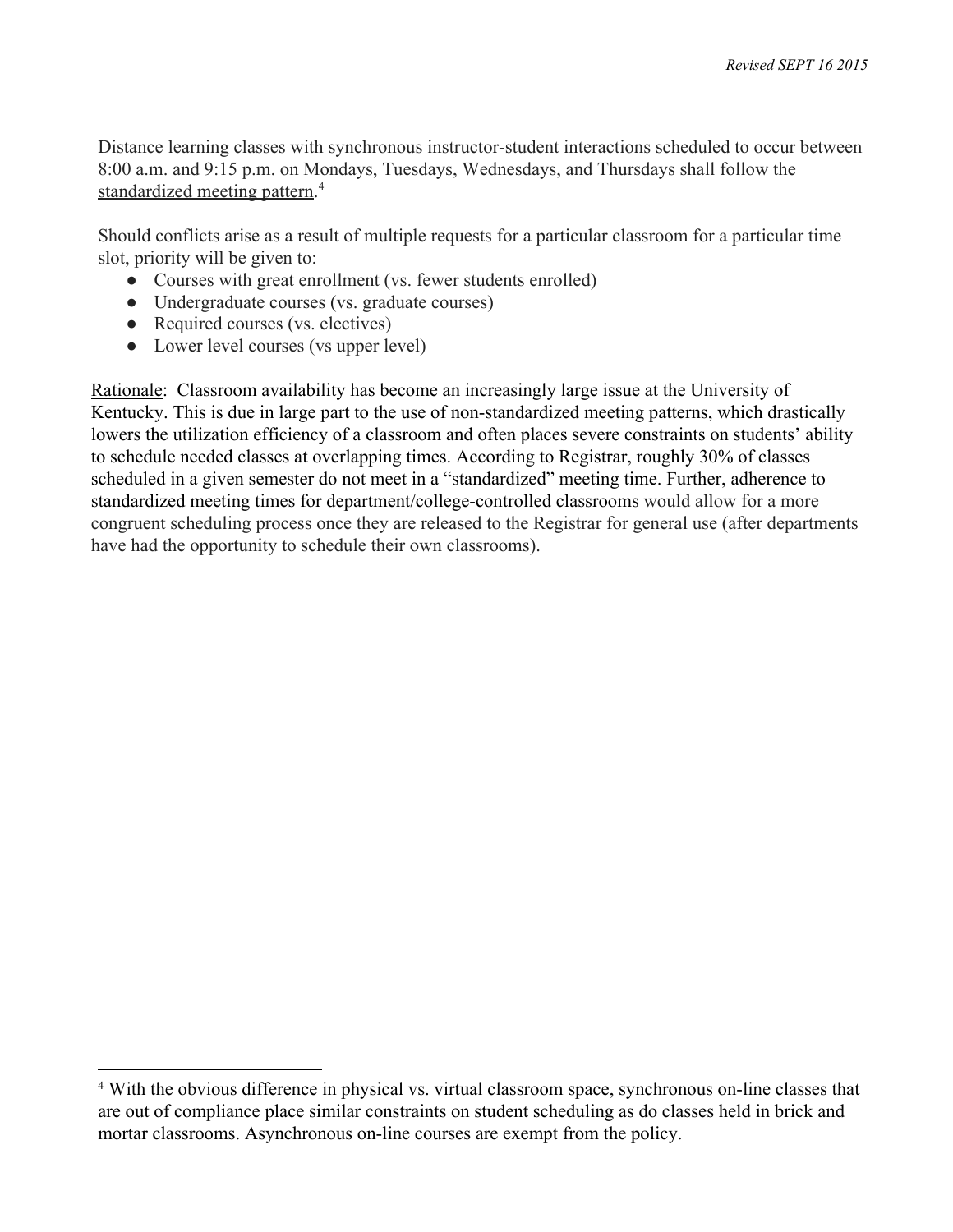Distance learning classes with synchronous instructor-student interactions scheduled to occur between 8:00 a.m. and 9:15 p.m. on Mondays, Tuesdays, Wednesdays, and Thursdays shall follow the standardized meeting pattern.[4]

Should conflicts arise as a result of multiple requests for a particular classroom for a particular time slot, priority will be given to:

- Courses with great enrollment (vs. fewer students enrolled)
- Undergraduate courses (vs. graduate courses)
- Required courses (vs. electives)
- Lower level courses (vs upper level)

Rationale: Classroom availability has become an increasingly large issue at the University of Kentucky. This is due in large part to the use of non-standardized meeting patterns, which drastically lowers the utilization efficiency of a classroom and often places severe constraints on students' ability to schedule needed classes at overlapping times. According to Registrar, roughly 30% of classes scheduled in a given semester do not meet in a "standardized" meeting time. Further, adherence to standardized meeting times for department/college-controlled classrooms would allow for a more congruent scheduling process once they are released to the Registrar for general use (after departments have had the opportunity to schedule their own classrooms).

---

[4] With the obvious difference in physical vs. virtual classroom space, synchronous on-line classes that are out of compliance place similar constraints on student scheduling as do classes held in brick and mortar classrooms. Asynchronous on-line courses are exempt from the policy.